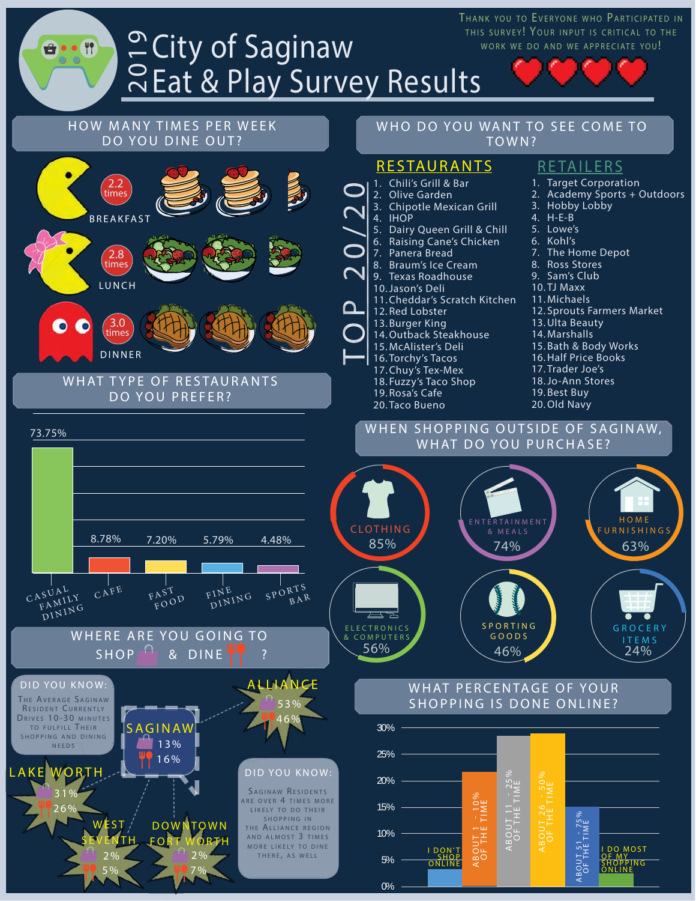# 2019 City of Saginaw Eat & Play Survey Results

THANK YOU TO EVERYONE WHO PARTICIPATED IN THIS SURVEY! YOUR INPUT IS CRITICAL TO THE WORK WE DO AND WE APPRECIATE YOU!

## HOW MANY TIMES PER WEEK DO YOU DINE OUT?

- BREAKFAST: 2.2 times
- LUNCH: 2.8 times
- DINNER: 3.0 times

## WHAT TYPE OF RESTAURANTS DO YOU PREFER?

| Type | Percentage |
|---|---|
| Casual Family Dining | 73.75% |
| Cafe | 8.78% |
| Fast Food | 7.20% |
| Fine Dining | 5.79% |
| Sports Bar | 4.48% |

## WHO DO YOU WANT TO SEE COME TO TOWN?

### TOP 20/20

**RESTAURANTS**

1. Chili's Grill & Bar
2. Olive Garden
3. Chipotle Mexican Grill
4. IHOP
5. Dairy Queen Grill & Chill
6. Raising Cane's Chicken
7. Panera Bread
8. Braum's Ice Cream
9. Texas Roadhouse
10. Jason's Deli
11. Cheddar's Scratch Kitchen
12. Red Lobster
13. Burger King
14. Outback Steakhouse
15. McAlister's Deli
16. Torchy's Tacos
17. Chuy's Tex-Mex
18. Fuzzy's Taco Shop
19. Rosa's Cafe
20. Taco Bueno

**RETAILERS**

1. Target Corporation
2. Academy Sports + Outdoors
3. Hobby Lobby
4. H-E-B
5. Lowe's
6. Kohl's
7. The Home Depot
8. Ross Stores
9. Sam's Club
10. TJ Maxx
11. Michaels
12. Sprouts Farmers Market
13. Ulta Beauty
14. Marshalls
15. Bath & Body Works
16. Half Price Books
17. Trader Joe's
18. Jo-Ann Stores
19. Best Buy
20. Old Navy

## WHEN SHOPPING OUTSIDE OF SAGINAW, WHAT DO YOU PURCHASE?

| Category | Percentage |
|---|---|
| Clothing | 85% |
| Entertainment & Meals | 74% |
| Home Furnishings | 63% |
| Electronics & Computers | 56% |
| Sporting Goods | 46% |
| Grocery Items | 24% |

## WHERE ARE YOU GOING TO SHOP & DINE?

| Location | Shop | Dine |
|---|---|---|
| Alliance | 53% | 46% |
| Saginaw | 13% | 16% |
| Lake Worth | 31% | 26% |
| West Seventh | 2% | 5% |
| Downtown Fort Worth | 2% | 7% |

**DID YOU KNOW:** The average Saginaw resident currently drives 10-30 minutes to fulfill their shopping and dining needs

**DID YOU KNOW:** Saginaw residents are over 4 times more likely to do their shopping in the Alliance region and almost 3 times more likely to dine there, as well

## WHAT PERCENTAGE OF YOUR SHOPPING IS DONE ONLINE?

| Response | Approx. Percentage |
|---|---|
| I don't shop online | ~3% |
| About 1 - 10% of the time | ~21.5% |
| About 11 - 25% of the time | ~28.5% |
| About 26 - 50% of the time | ~29% |
| About 51 - 75% of the time | ~15% |
| I do most of my shopping online | ~2.5% |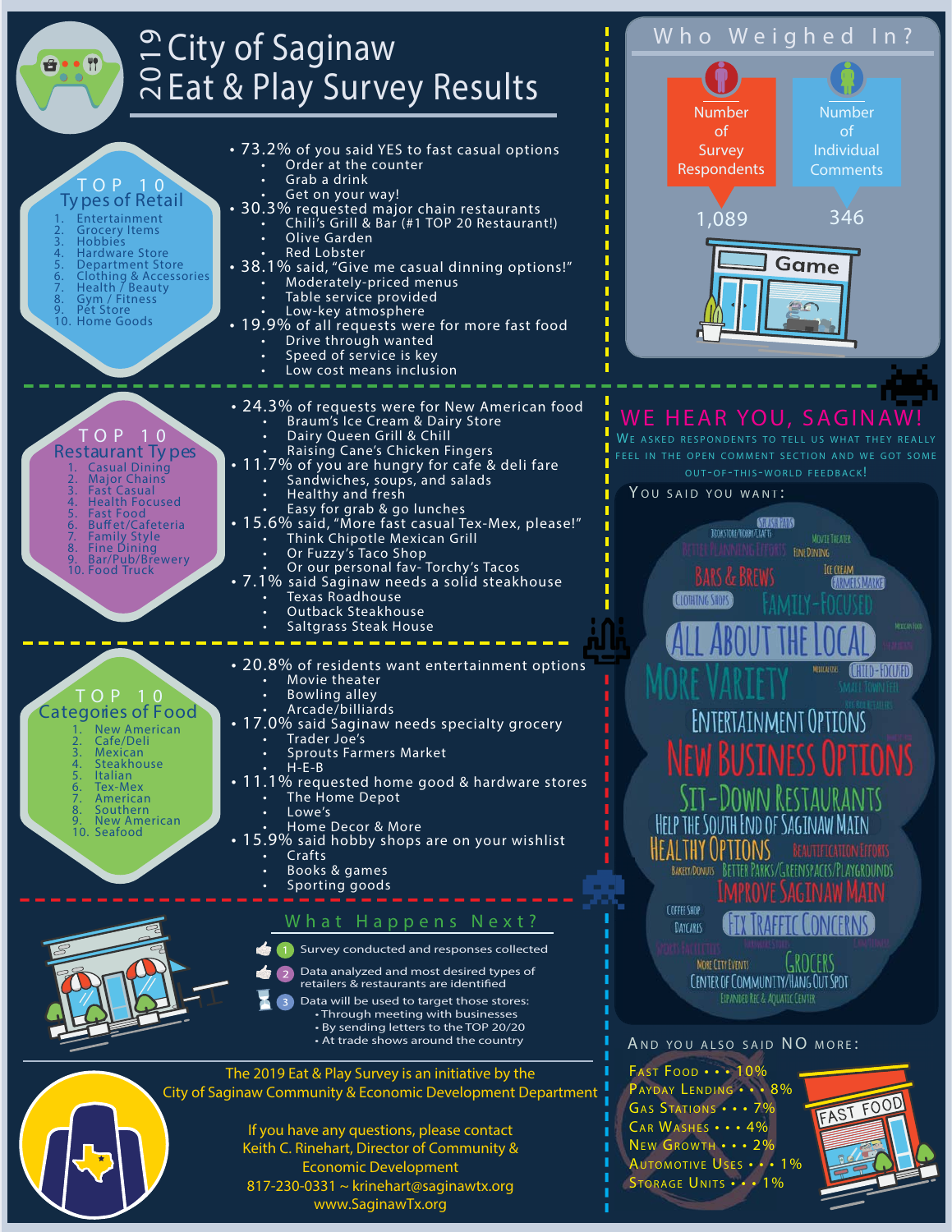# 2019 City of Saginaw Eat & Play Survey Results

## Who Weighed In?

Number of Survey Respondents: 1,089

Number of Individual Comments: 346

## TOP 10 Types of Retail

1. Entertainment
2. Grocery Items
3. Hobbies
4. Hardware Store
5. Department Store
6. Clothing & Accessories
7. Health / Beauty
8. Gym / Fitness
9. Pet Store
10. Home Goods

- 73.2% of you said YES to fast casual options
  - Order at the counter
  - Grab a drink
  - Get on your way!
- 30.3% requested major chain restaurants
  - Chili's Grill & Bar (#1 TOP 20 Restaurant!)
  - Olive Garden
  - Red Lobster
- 38.1% said, "Give me casual dinning options!"
  - Moderately-priced menus
  - Table service provided
  - Low-key atmosphere
- 19.9% of all requests were for more fast food
  - Drive through wanted
  - Speed of service is key
  - Low cost means inclusion

## TOP 10 Restaurant Types

1. Casual Dining
2. Major Chains
3. Fast Casual
4. Health Focused
5. Fast Food
6. Buffet/Cafeteria
7. Family Style
8. Fine Dining
9. Bar/Pub/Brewery
10. Food Truck

- 24.3% of requests were for New American food
  - Braum's Ice Cream & Dairy Store
  - Dairy Queen Grill & Chill
  - Raising Cane's Chicken Fingers
- 11.7% of you are hungry for cafe & deli fare
  - Sandwiches, soups, and salads
  - Healthy and fresh
  - Easy for grab & go lunches
- 15.6% said, "More fast casual Tex-Mex, please!"
  - Think Chipotle Mexican Grill
  - Or Fuzzy's Taco Shop
  - Or our personal fav- Torchy's Tacos
- 7.1% said Saginaw needs a solid steakhouse
  - Texas Roadhouse
  - Outback Steakhouse
  - Saltgrass Steak House

## TOP 10 Categories of Food

1. New American
2. Cafe/Deli
3. Mexican
4. Steakhouse
5. Italian
6. Tex-Mex
7. American
8. Southern
9. New American
10. Seafood

- 20.8% of residents want entertainment options
  - Movie theater
  - Bowling alley
  - Arcade/billiards
- 17.0% said Saginaw needs specialty grocery
  - Trader Joe's
  - Sprouts Farmers Market
  - H-E-B
- 11.1% requested home good & hardware stores
  - The Home Depot
  - Lowe's
  - Home Decor & More
- 15.9% said hobby shops are on your wishlist
  - Crafts
  - Books & games
  - Sporting goods

## WE HEAR YOU, SAGINAW!

We asked respondents to tell us what they really feel in the open comment section and we got some out-of-this-world feedback!

You said you want:

Splash Pads, Bookstore/Hobby/Crafts, Better Planning Efforts, Movie Theater, Fine Dining, Bars & Brews, Ice Cream, Farmers Market, Clothing Shops, Family-Focused, All About the Local, More Variety, Child-Focused, Small Town Feel, Entertainment Options, New Business Options, Sit-Down Restaurants, Help the South End of Saginaw Main, Healthy Options, Beautification Efforts, Bakery/Donuts, Better Parks/Greenspaces/Playgrounds, Improve Saginaw Main, Coffee Shop, Daycares, Fix Traffic Concerns, More City Events, Grocers, Center of Community/Hang Out Spot, Expanded Rec & Aquatic Center

And you also said NO more:

- Fast Food • • • 10%
- Payday Lending • • • 8%
- Gas Stations • • • 7%
- Car Washes • • • 4%
- New Growth • • • 2%
- Automotive Uses • • • 1%
- Storage Units • • • 1%

## What Happens Next?

1. Survey conducted and responses collected
2. Data analyzed and most desired types of retailers & restaurants are identified
3. Data will be used to target those stores:
   - Through meeting with businesses
   - By sending letters to the TOP 20/20
   - At trade shows around the country

The 2019 Eat & Play Survey is an initiative by the City of Saginaw Community & Economic Development Department

If you have any questions, please contact Keith C. Rinehart, Director of Community & Economic Development

817-230-0331 ~ krinehart@saginawtx.org

www.SaginawTx.org